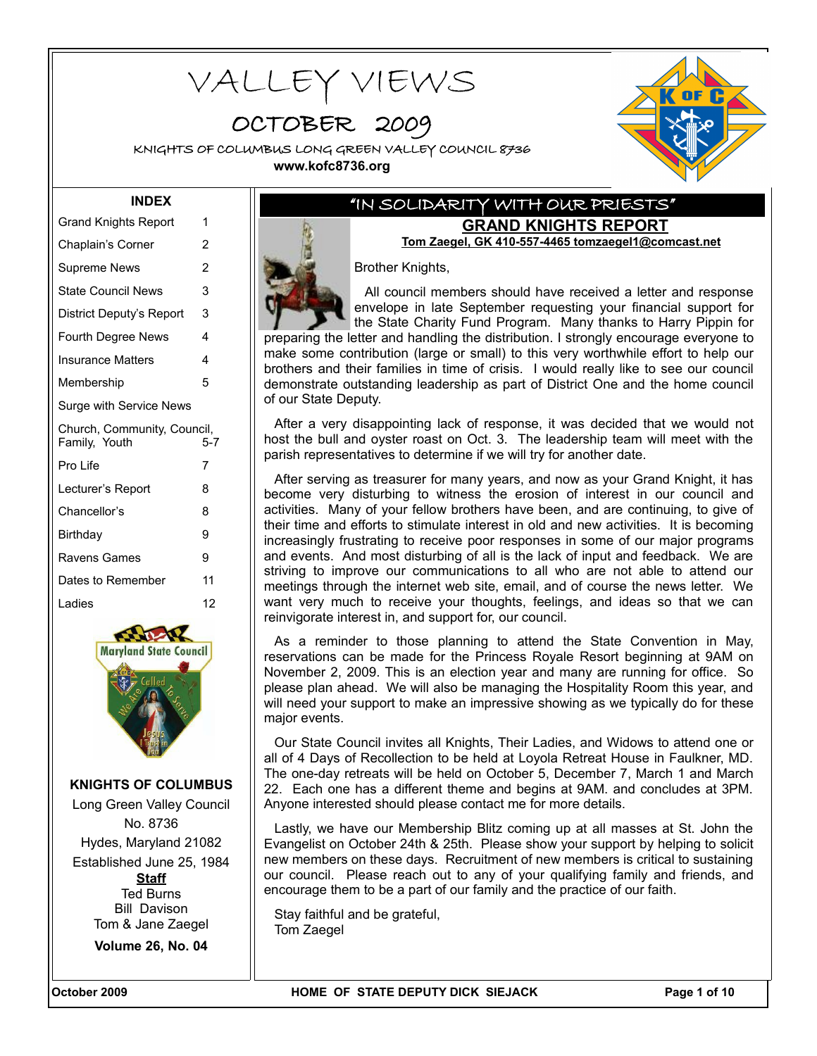# VALLEY VIEWS

## OCTOBER 2009

KNIGHTS OF COLUMBUS LONG GREEN VALLEY COUNCIL 8736

**www.kofc8736.org**

### INDEX

| | |
|---|---|
| Grand Knights Report | 1 |
| Chaplain's Corner | 2 |
| Supreme News | 2 |
| State Council News | 3 |
| District Deputy's Report | 3 |
| Fourth Degree News | 4 |
| Insurance Matters | 4 |
| Membership | 5 |
| Surge with Service News | |
| Church, Community, Council, Family, Youth | 5-7 |
| Pro Life | 7 |
| Lecturer's Report | 8 |
| Chancellor's | 8 |
| Birthday | 9 |
| Ravens Games | 9 |
| Dates to Remember | 11 |
| Ladies | 12 |

**KNIGHTS OF COLUMBUS**
Long Green Valley Council
No. 8736
Hydes, Maryland 21082
Established June 25, 1984

**Staff**
Ted Burns
Bill Davison
Tom & Jane Zaegel

**Volume 26, No. 04**

## "IN SOLIDARITY WITH OUR PRIESTS"

## GRAND KNIGHTS REPORT

**Tom Zaegel, GK 410-557-4465 tomzaegel1@comcast.net**

Brother Knights,

All council members should have received a letter and response envelope in late September requesting your financial support for the State Charity Fund Program. Many thanks to Harry Pippin for preparing the letter and handling the distribution. I strongly encourage everyone to make some contribution (large or small) to this very worthwhile effort to help our brothers and their families in time of crisis. I would really like to see our council demonstrate outstanding leadership as part of District One and the home council of our State Deputy.

After a very disappointing lack of response, it was decided that we would not host the bull and oyster roast on Oct. 3. The leadership team will meet with the parish representatives to determine if we will try for another date.

After serving as treasurer for many years, and now as your Grand Knight, it has become very disturbing to witness the erosion of interest in our council and activities. Many of your fellow brothers have been, and are continuing, to give of their time and efforts to stimulate interest in old and new activities. It is becoming increasingly frustrating to receive poor responses in some of our major programs and events. And most disturbing of all is the lack of input and feedback. We are striving to improve our communications to all who are not able to attend our meetings through the internet web site, email, and of course the news letter. We want very much to receive your thoughts, feelings, and ideas so that we can reinvigorate interest in, and support for, our council.

As a reminder to those planning to attend the State Convention in May, reservations can be made for the Princess Royale Resort beginning at 9AM on November 2, 2009. This is an election year and many are running for office. So please plan ahead. We will also be managing the Hospitality Room this year, and will need your support to make an impressive showing as we typically do for these major events.

Our State Council invites all Knights, Their Ladies, and Widows to attend one or all of 4 Days of Recollection to be held at Loyola Retreat House in Faulkner, MD. The one-day retreats will be held on October 5, December 7, March 1 and March 22. Each one has a different theme and begins at 9AM. and concludes at 3PM. Anyone interested should please contact me for more details.

Lastly, we have our Membership Blitz coming up at all masses at St. John the Evangelist on October 24th & 25th. Please show your support by helping to solicit new members on these days. Recruitment of new members is critical to sustaining our council. Please reach out to any of your qualifying family and friends, and encourage them to be a part of our family and the practice of our faith.

Stay faithful and be grateful,
Tom Zaegel

HOME OF STATE DEPUTY DICK SIEJACK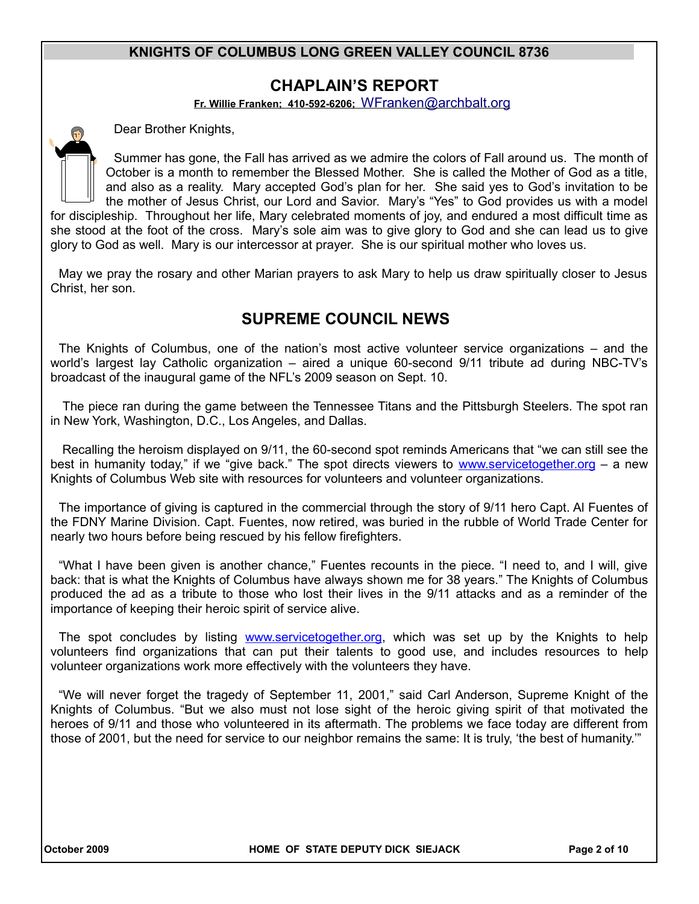## CHAPLAIN'S REPORT

**Fr. Willie Franken; 410-592-6206;** WFranken@archbalt.org

Dear Brother Knights,

Summer has gone, the Fall has arrived as we admire the colors of Fall around us. The month of October is a month to remember the Blessed Mother. She is called the Mother of God as a title, and also as a reality. Mary accepted God's plan for her. She said yes to God's invitation to be the mother of Jesus Christ, our Lord and Savior. Mary's "Yes" to God provides us with a model for discipleship. Throughout her life, Mary celebrated moments of joy, and endured a most difficult time as she stood at the foot of the cross. Mary's sole aim was to give glory to God and she can lead us to give glory to God as well. Mary is our intercessor at prayer. She is our spiritual mother who loves us.

May we pray the rosary and other Marian prayers to ask Mary to help us draw spiritually closer to Jesus Christ, her son.

## SUPREME COUNCIL NEWS

The Knights of Columbus, one of the nation's most active volunteer service organizations – and the world's largest lay Catholic organization – aired a unique 60-second 9/11 tribute ad during NBC-TV's broadcast of the inaugural game of the NFL's 2009 season on Sept. 10.

The piece ran during the game between the Tennessee Titans and the Pittsburgh Steelers. The spot ran in New York, Washington, D.C., Los Angeles, and Dallas.

Recalling the heroism displayed on 9/11, the 60-second spot reminds Americans that "we can still see the best in humanity today," if we "give back." The spot directs viewers to www.servicetogether.org – a new Knights of Columbus Web site with resources for volunteers and volunteer organizations.

The importance of giving is captured in the commercial through the story of 9/11 hero Capt. Al Fuentes of the FDNY Marine Division. Capt. Fuentes, now retired, was buried in the rubble of World Trade Center for nearly two hours before being rescued by his fellow firefighters.

"What I have been given is another chance," Fuentes recounts in the piece. "I need to, and I will, give back: that is what the Knights of Columbus have always shown me for 38 years." The Knights of Columbus produced the ad as a tribute to those who lost their lives in the 9/11 attacks and as a reminder of the importance of keeping their heroic spirit of service alive.

The spot concludes by listing www.servicetogether.org, which was set up by the Knights to help volunteers find organizations that can put their talents to good use, and includes resources to help volunteer organizations work more effectively with the volunteers they have.

"We will never forget the tragedy of September 11, 2001," said Carl Anderson, Supreme Knight of the Knights of Columbus. "But we also must not lose sight of the heroic giving spirit of that motivated the heroes of 9/11 and those who volunteered in its aftermath. The problems we face today are different from those of 2001, but the need for service to our neighbor remains the same: It is truly, 'the best of humanity.'"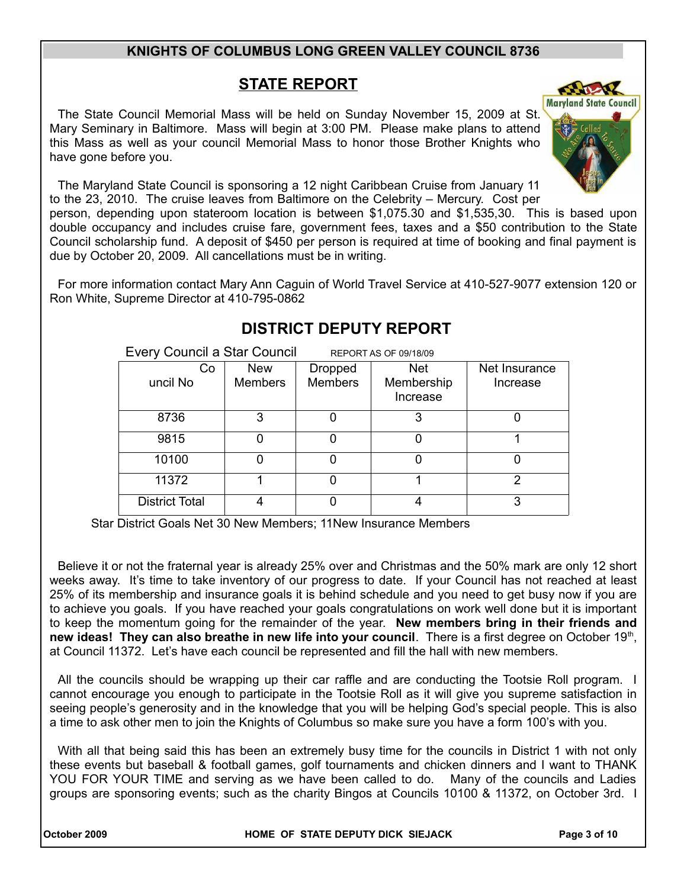## STATE REPORT

The State Council Memorial Mass will be held on Sunday November 15, 2009 at St. Mary Seminary in Baltimore. Mass will begin at 3:00 PM. Please make plans to attend this Mass as well as your council Memorial Mass to honor those Brother Knights who have gone before you.

The Maryland State Council is sponsoring a 12 night Caribbean Cruise from January 11 to the 23, 2010. The cruise leaves from Baltimore on the Celebrity – Mercury. Cost per person, depending upon stateroom location is between $1,075.30 and $1,535,30. This is based upon double occupancy and includes cruise fare, government fees, taxes and a $50 contribution to the State Council scholarship fund. A deposit of $450 per person is required at time of booking and final payment is due by October 20, 2009. All cancellations must be in writing.

For more information contact Mary Ann Caguin of World Travel Service at 410-527-9077 extension 120 or Ron White, Supreme Director at 410-795-0862

## DISTRICT DEPUTY REPORT

Every Council a Star Council REPORT AS OF 09/18/09

| Council No | New Members | Dropped Members | Net Membership Increase | Net Insurance Increase |
|---|---|---|---|---|
| 8736 | 3 | 0 | 3 | 0 |
| 9815 | 0 | 0 | 0 | 1 |
| 10100 | 0 | 0 | 0 | 0 |
| 11372 | 1 | 0 | 1 | 2 |
| District Total | 4 | 0 | 4 | 3 |

Star District Goals Net 30 New Members; 11New Insurance Members

Believe it or not the fraternal year is already 25% over and Christmas and the 50% mark are only 12 short weeks away. It's time to take inventory of our progress to date. If your Council has not reached at least 25% of its membership and insurance goals it is behind schedule and you need to get busy now if you are to achieve you goals. If you have reached your goals congratulations on work well done but it is important to keep the momentum going for the remainder of the year. **New members bring in their friends and new ideas! They can also breathe in new life into your council**. There is a first degree on October 19th, at Council 11372. Let's have each council be represented and fill the hall with new members.

All the councils should be wrapping up their car raffle and are conducting the Tootsie Roll program. I cannot encourage you enough to participate in the Tootsie Roll as it will give you supreme satisfaction in seeing people's generosity and in the knowledge that you will be helping God's special people. This is also a time to ask other men to join the Knights of Columbus so make sure you have a form 100's with you.

With all that being said this has been an extremely busy time for the councils in District 1 with not only these events but baseball & football games, golf tournaments and chicken dinners and I want to THANK YOU FOR YOUR TIME and serving as we have been called to do. Many of the councils and Ladies groups are sponsoring events; such as the charity Bingos at Councils 10100 & 11372, on October 3rd. I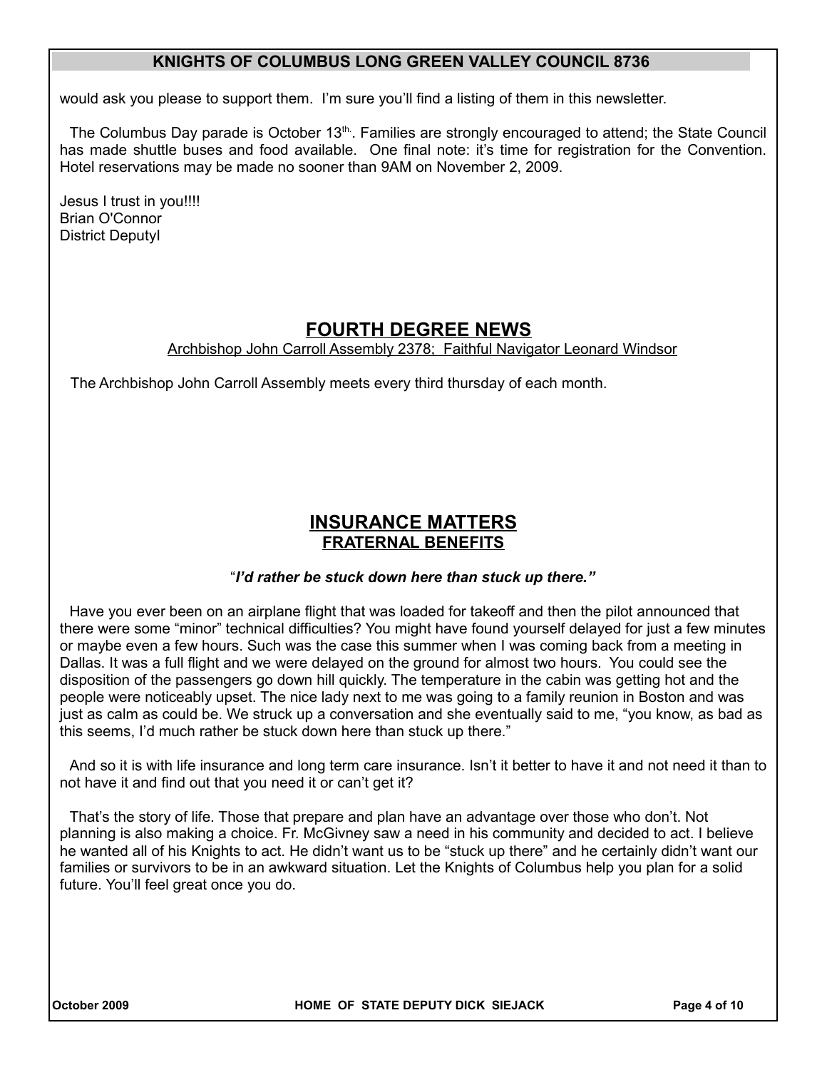would ask you please to support them. I'm sure you'll find a listing of them in this newsletter.

The Columbus Day parade is October 13th. Families are strongly encouraged to attend; the State Council has made shuttle buses and food available. One final note: it's time for registration for the Convention. Hotel reservations may be made no sooner than 9AM on November 2, 2009.

Jesus I trust in you!!!!
Brian O'Connor
District Deputyl

## FOURTH DEGREE NEWS

Archbishop John Carroll Assembly 2378; Faithful Navigator Leonard Windsor

The Archbishop John Carroll Assembly meets every third thursday of each month.

## INSURANCE MATTERS

### FRATERNAL BENEFITS

"***I'd rather be stuck down here than stuck up there."***

Have you ever been on an airplane flight that was loaded for takeoff and then the pilot announced that there were some "minor" technical difficulties? You might have found yourself delayed for just a few minutes or maybe even a few hours. Such was the case this summer when I was coming back from a meeting in Dallas. It was a full flight and we were delayed on the ground for almost two hours. You could see the disposition of the passengers go down hill quickly. The temperature in the cabin was getting hot and the people were noticeably upset. The nice lady next to me was going to a family reunion in Boston and was just as calm as could be. We struck up a conversation and she eventually said to me, "you know, as bad as this seems, I'd much rather be stuck down here than stuck up there."

And so it is with life insurance and long term care insurance. Isn't it better to have it and not need it than to not have it and find out that you need it or can't get it?

That's the story of life. Those that prepare and plan have an advantage over those who don't. Not planning is also making a choice. Fr. McGivney saw a need in his community and decided to act. I believe he wanted all of his Knights to act. He didn't want us to be "stuck up there" and he certainly didn't want our families or survivors to be in an awkward situation. Let the Knights of Columbus help you plan for a solid future. You'll feel great once you do.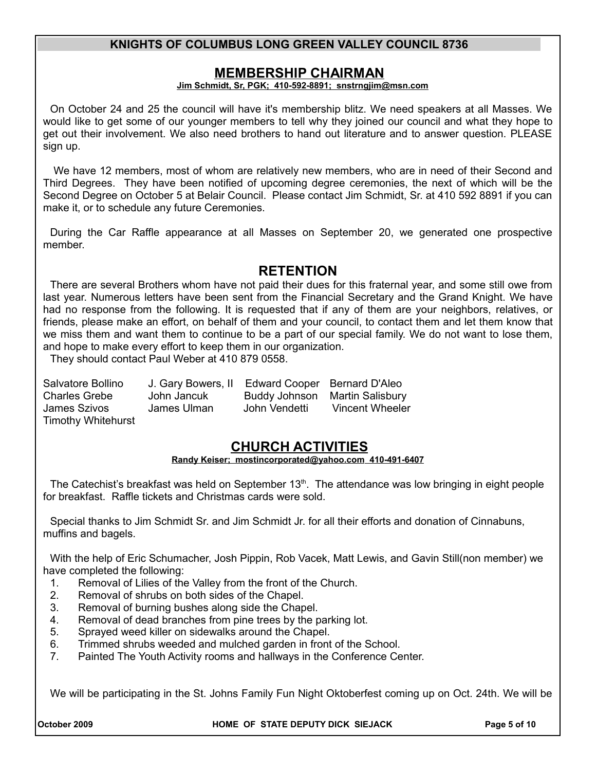## MEMBERSHIP CHAIRMAN

**Jim Schmidt, Sr, PGK; 410-592-8891; snstrngjim@msn.com**

On October 24 and 25 the council will have it's membership blitz. We need speakers at all Masses. We would like to get some of our younger members to tell why they joined our council and what they hope to get out their involvement. We also need brothers to hand out literature and to answer question. PLEASE sign up.

We have 12 members, most of whom are relatively new members, who are in need of their Second and Third Degrees. They have been notified of upcoming degree ceremonies, the next of which will be the Second Degree on October 5 at Belair Council. Please contact Jim Schmidt, Sr. at 410 592 8891 if you can make it, or to schedule any future Ceremonies.

During the Car Raffle appearance at all Masses on September 20, we generated one prospective member.

## RETENTION

There are several Brothers whom have not paid their dues for this fraternal year, and some still owe from last year. Numerous letters have been sent from the Financial Secretary and the Grand Knight. We have had no response from the following. It is requested that if any of them are your neighbors, relatives, or friends, please make an effort, on behalf of them and your council, to contact them and let them know that we miss them and want them to continue to be a part of our special family. We do not want to lose them, and hope to make every effort to keep them in our organization.

They should contact Paul Weber at 410 879 0558.

| | | | |
|---|---|---|---|
| Salvatore Bollino | J. Gary Bowers, II | Edward Cooper | Bernard D'Aleo |
| Charles Grebe | John Jancuk | Buddy Johnson | Martin Salisbury |
| James Szivos | James Ulman | John Vendetti | Vincent Wheeler |
| Timothy Whitehurst | | | |

## CHURCH ACTIVITIES

**Randy Keiser; mostincorporated@yahoo.com 410-491-6407**

The Catechist's breakfast was held on September 13th. The attendance was low bringing in eight people for breakfast. Raffle tickets and Christmas cards were sold.

Special thanks to Jim Schmidt Sr. and Jim Schmidt Jr. for all their efforts and donation of Cinnabuns, muffins and bagels.

With the help of Eric Schumacher, Josh Pippin, Rob Vacek, Matt Lewis, and Gavin Still(non member) we have completed the following:

1. Removal of Lilies of the Valley from the front of the Church.
2. Removal of shrubs on both sides of the Chapel.
3. Removal of burning bushes along side the Chapel.
4. Removal of dead branches from pine trees by the parking lot.
5. Sprayed weed killer on sidewalks around the Chapel.
6. Trimmed shrubs weeded and mulched garden in front of the School.
7. Painted The Youth Activity rooms and hallways in the Conference Center.

We will be participating in the St. Johns Family Fun Night Oktoberfest coming up on Oct. 24th. We will be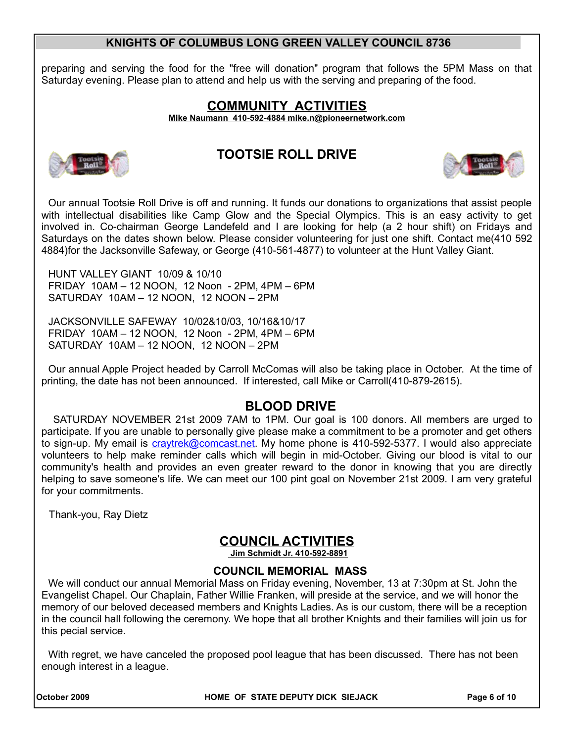preparing and serving the food for the "free will donation" program that follows the 5PM Mass on that Saturday evening. Please plan to attend and help us with the serving and preparing of the food.

## COMMUNITY ACTIVITIES

**Mike Naumann 410-592-4884 mike.n@pioneernetwork.com**

### TOOTSIE ROLL DRIVE

Our annual Tootsie Roll Drive is off and running. It funds our donations to organizations that assist people with intellectual disabilities like Camp Glow and the Special Olympics. This is an easy activity to get involved in. Co-chairman George Landefeld and I are looking for help (a 2 hour shift) on Fridays and Saturdays on the dates shown below. Please consider volunteering for just one shift. Contact me(410 592 4884)for the Jacksonville Safeway, or George (410-561-4877) to volunteer at the Hunt Valley Giant.

HUNT VALLEY GIANT 10/09 & 10/10
FRIDAY 10AM – 12 NOON, 12 Noon - 2PM, 4PM – 6PM
SATURDAY 10AM – 12 NOON, 12 NOON – 2PM

JACKSONVILLE SAFEWAY 10/02&10/03, 10/16&10/17
FRIDAY 10AM – 12 NOON, 12 Noon - 2PM, 4PM – 6PM
SATURDAY 10AM – 12 NOON, 12 NOON – 2PM

Our annual Apple Project headed by Carroll McComas will also be taking place in October. At the time of printing, the date has not been announced. If interested, call Mike or Carroll(410-879-2615).

### BLOOD DRIVE

SATURDAY NOVEMBER 21st 2009 7AM to 1PM. Our goal is 100 donors. All members are urged to participate. If you are unable to personally give please make a commitment to be a promoter and get others to sign-up. My email is craytrek@comcast.net. My home phone is 410-592-5377. I would also appreciate volunteers to help make reminder calls which will begin in mid-October. Giving our blood is vital to our community's health and provides an even greater reward to the donor in knowing that you are directly helping to save someone's life. We can meet our 100 pint goal on November 21st 2009. I am very grateful for your commitments.

Thank-you, Ray Dietz

## COUNCIL ACTIVITIES

**Jim Schmidt Jr. 410-592-8891**

### COUNCIL MEMORIAL MASS

We will conduct our annual Memorial Mass on Friday evening, November, 13 at 7:30pm at St. John the Evangelist Chapel. Our Chaplain, Father Willie Franken, will preside at the service, and we will honor the memory of our beloved deceased members and Knights Ladies. As is our custom, there will be a reception in the council hall following the ceremony. We hope that all brother Knights and their families will join us for this pecial service.

With regret, we have canceled the proposed pool league that has been discussed. There has not been enough interest in a league.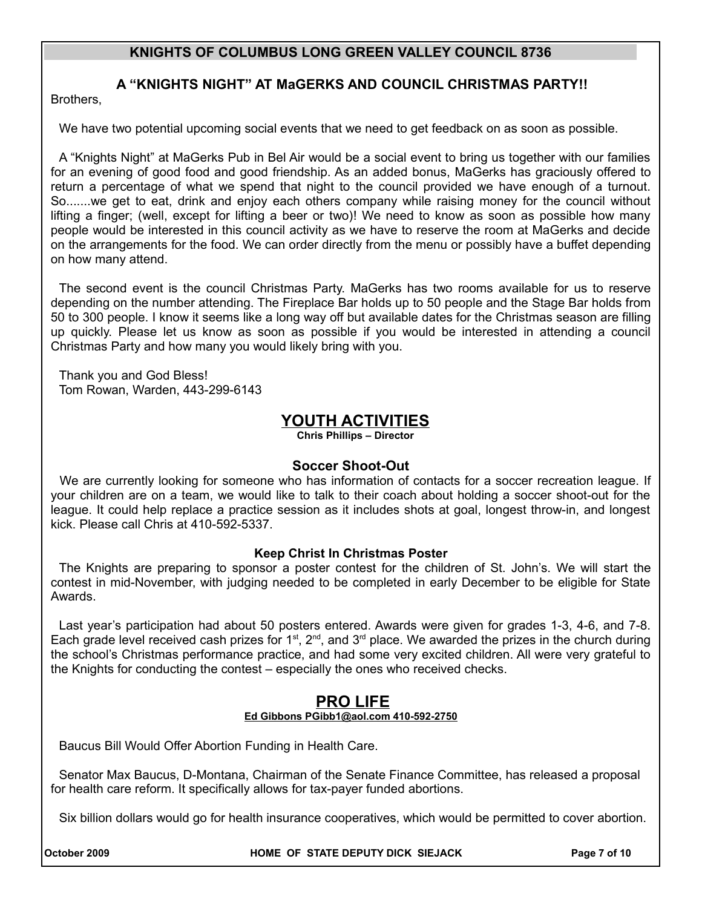## KNIGHTS OF COLUMBUS LONG GREEN VALLEY COUNCIL 8736

### A "KNIGHTS NIGHT" AT MaGERKS AND COUNCIL CHRISTMAS PARTY!!

Brothers,

We have two potential upcoming social events that we need to get feedback on as soon as possible.

A "Knights Night" at MaGerks Pub in Bel Air would be a social event to bring us together with our families for an evening of good food and good friendship. As an added bonus, MaGerks has graciously offered to return a percentage of what we spend that night to the council provided we have enough of a turnout. So.......we get to eat, drink and enjoy each others company while raising money for the council without lifting a finger; (well, except for lifting a beer or two)! We need to know as soon as possible how many people would be interested in this council activity as we have to reserve the room at MaGerks and decide on the arrangements for the food. We can order directly from the menu or possibly have a buffet depending on how many attend.

The second event is the council Christmas Party. MaGerks has two rooms available for us to reserve depending on the number attending. The Fireplace Bar holds up to 50 people and the Stage Bar holds from 50 to 300 people. I know it seems like a long way off but available dates for the Christmas season are filling up quickly. Please let us know as soon as possible if you would be interested in attending a council Christmas Party and how many you would likely bring with you.

Thank you and God Bless!
Tom Rowan, Warden, 443-299-6143

## YOUTH ACTIVITIES

**Chris Phillips – Director**

### Soccer Shoot-Out

We are currently looking for someone who has information of contacts for a soccer recreation league. If your children are on a team, we would like to talk to their coach about holding a soccer shoot-out for the league. It could help replace a practice session as it includes shots at goal, longest throw-in, and longest kick. Please call Chris at 410-592-5337.

### Keep Christ In Christmas Poster

The Knights are preparing to sponsor a poster contest for the children of St. John's. We will start the contest in mid-November, with judging needed to be completed in early December to be eligible for State Awards.

Last year's participation had about 50 posters entered. Awards were given for grades 1-3, 4-6, and 7-8. Each grade level received cash prizes for 1st, 2nd, and 3rd place. We awarded the prizes in the church during the school's Christmas performance practice, and had some very excited children. All were very grateful to the Knights for conducting the contest – especially the ones who received checks.

## PRO LIFE

**Ed Gibbons PGibb1@aol.com 410-592-2750**

Baucus Bill Would Offer Abortion Funding in Health Care.

Senator Max Baucus, D-Montana, Chairman of the Senate Finance Committee, has released a proposal for health care reform. It specifically allows for tax-payer funded abortions.

Six billion dollars would go for health insurance cooperatives, which would be permitted to cover abortion.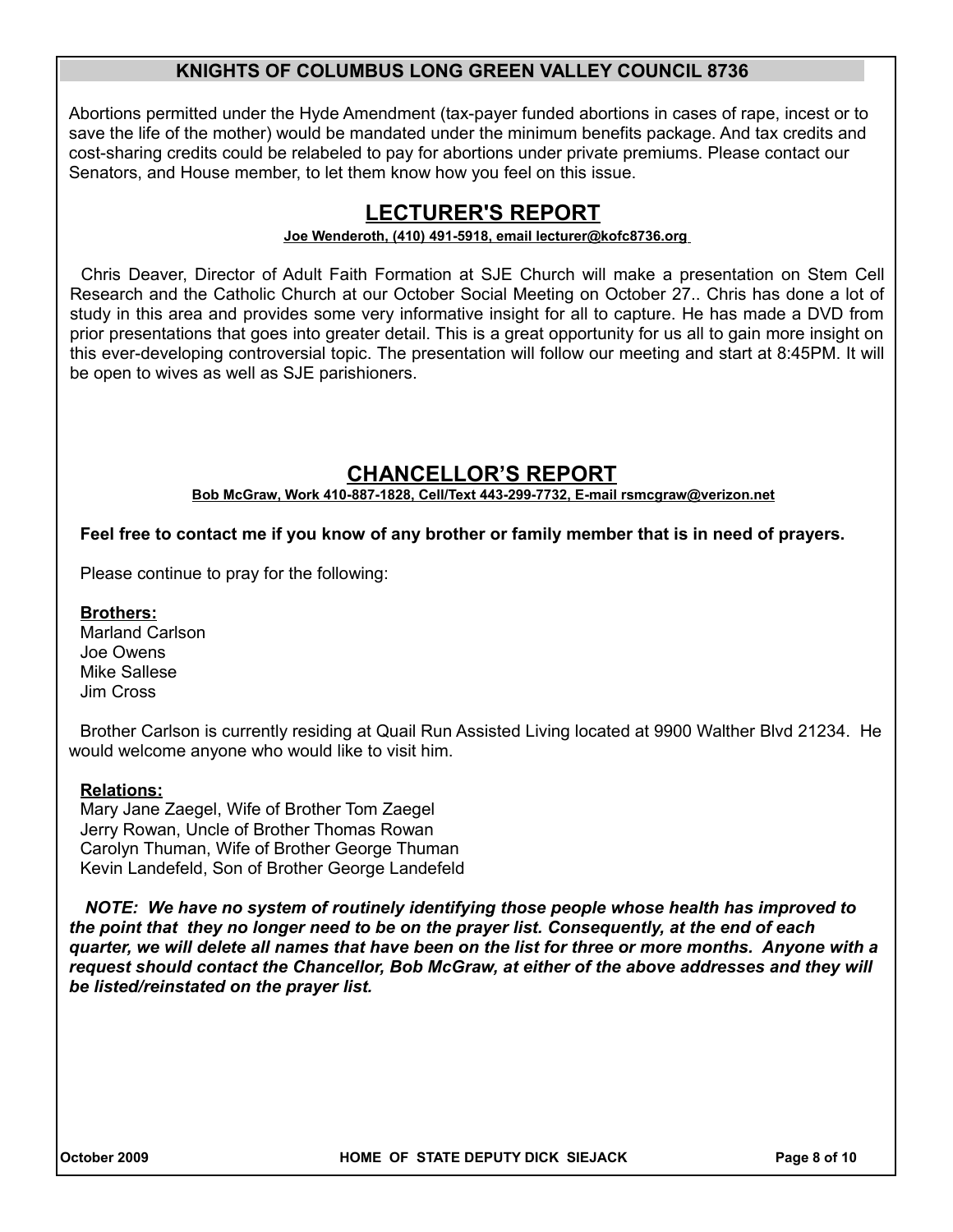Abortions permitted under the Hyde Amendment (tax-payer funded abortions in cases of rape, incest or to save the life of the mother) would be mandated under the minimum benefits package. And tax credits and cost-sharing credits could be relabeled to pay for abortions under private premiums. Please contact our Senators, and House member, to let them know how you feel on this issue.

## LECTURER'S REPORT

**Joe Wenderoth, (410) 491-5918, email lecturer@kofc8736.org**

Chris Deaver, Director of Adult Faith Formation at SJE Church will make a presentation on Stem Cell Research and the Catholic Church at our October Social Meeting on October 27.. Chris has done a lot of study in this area and provides some very informative insight for all to capture. He has made a DVD from prior presentations that goes into greater detail. This is a great opportunity for us all to gain more insight on this ever-developing controversial topic. The presentation will follow our meeting and start at 8:45PM. It will be open to wives as well as SJE parishioners.

## CHANCELLOR'S REPORT

**Bob McGraw, Work 410-887-1828, Cell/Text 443-299-7732, E-mail rsmcgraw@verizon.net**

**Feel free to contact me if you know of any brother or family member that is in need of prayers.**

Please continue to pray for the following:

**Brothers:**

Marland Carlson
Joe Owens
Mike Sallese
Jim Cross

Brother Carlson is currently residing at Quail Run Assisted Living located at 9900 Walther Blvd 21234. He would welcome anyone who would like to visit him.

**Relations:**

Mary Jane Zaegel, Wife of Brother Tom Zaegel
Jerry Rowan, Uncle of Brother Thomas Rowan
Carolyn Thuman, Wife of Brother George Thuman
Kevin Landefeld, Son of Brother George Landefeld

***NOTE: We have no system of routinely identifying those people whose health has improved to the point that they no longer need to be on the prayer list. Consequently, at the end of each quarter, we will delete all names that have been on the list for three or more months. Anyone with a request should contact the Chancellor, Bob McGraw, at either of the above addresses and they will be listed/reinstated on the prayer list.***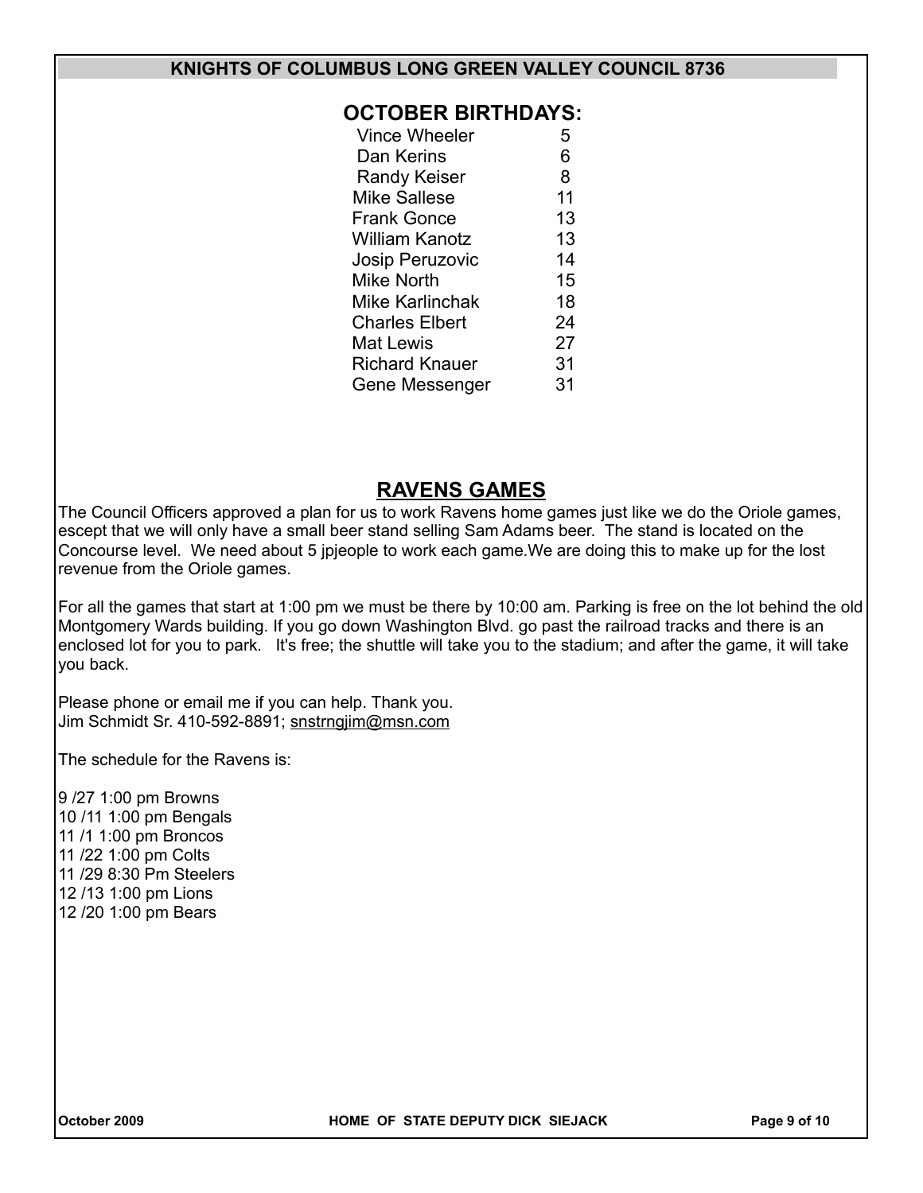## OCTOBER BIRTHDAYS:

| | |
|---|---|
| Vince Wheeler | 5 |
| Dan Kerins | 6 |
| Randy Keiser | 8 |
| Mike Sallese | 11 |
| Frank Gonce | 13 |
| William Kanotz | 13 |
| Josip Peruzovic | 14 |
| Mike North | 15 |
| Mike Karlinchak | 18 |
| Charles Elbert | 24 |
| Mat Lewis | 27 |
| Richard Knauer | 31 |
| Gene Messenger | 31 |

## RAVENS GAMES

The Council Officers approved a plan for us to work Ravens home games just like we do the Oriole games, escept that we will only have a small beer stand selling Sam Adams beer. The stand is located on the Concourse level. We need about 5 jpjeople to work each game.We are doing this to make up for the lost revenue from the Oriole games.

For all the games that start at 1:00 pm we must be there by 10:00 am. Parking is free on the lot behind the old Montgomery Wards building. If you go down Washington Blvd. go past the railroad tracks and there is an enclosed lot for you to park. It's free; the shuttle will take you to the stadium; and after the game, it will take you back.

Please phone or email me if you can help. Thank you.
Jim Schmidt Sr. 410-592-8891; snstrngjim@msn.com

The schedule for the Ravens is:

9 /27 1:00 pm Browns
10 /11 1:00 pm Bengals
11 /1 1:00 pm Broncos
11 /22 1:00 pm Colts
11 /29 8:30 Pm Steelers
12 /13 1:00 pm Lions
12 /20 1:00 pm Bears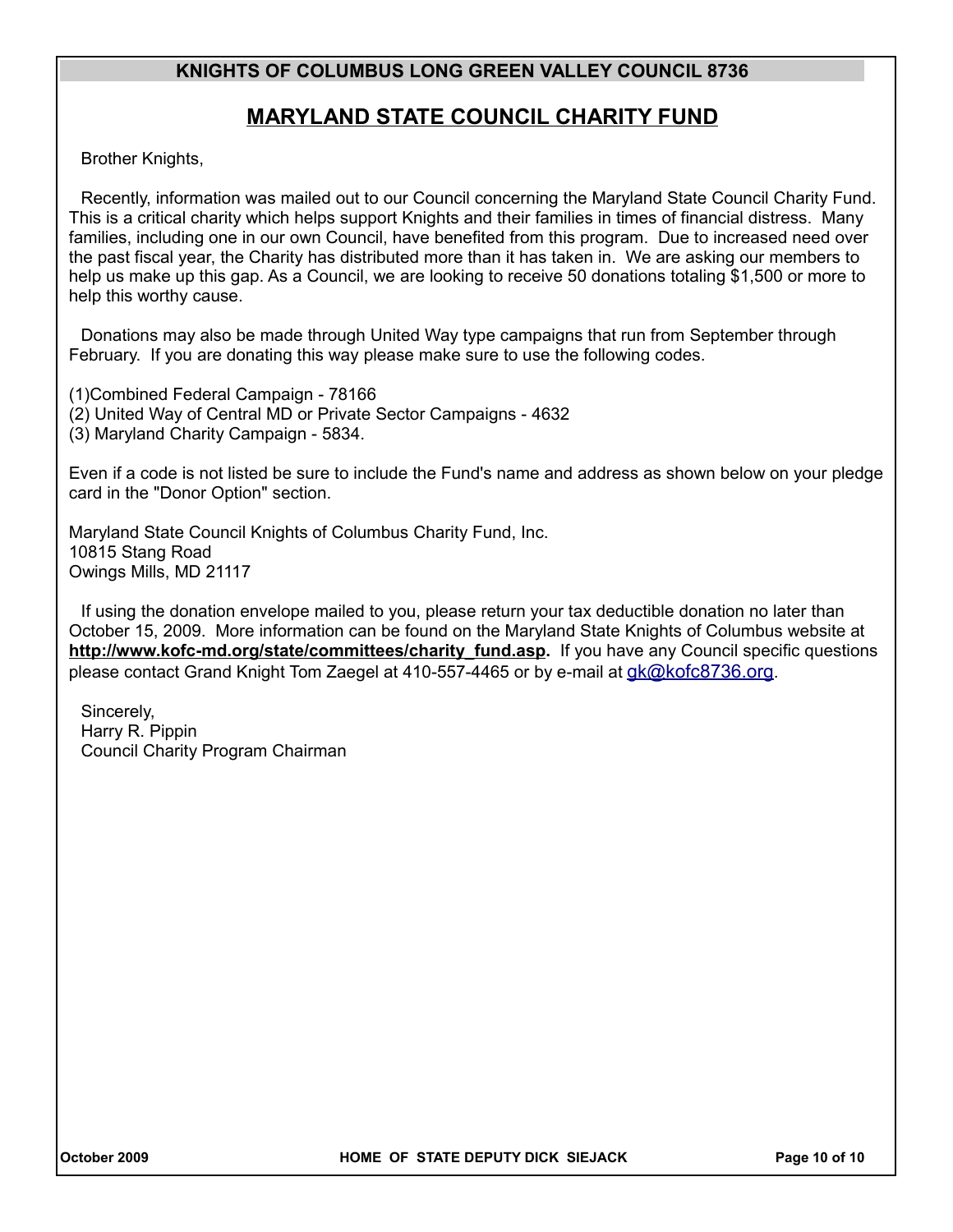## MARYLAND STATE COUNCIL CHARITY FUND

Brother Knights,

Recently, information was mailed out to our Council concerning the Maryland State Council Charity Fund. This is a critical charity which helps support Knights and their families in times of financial distress. Many families, including one in our own Council, have benefited from this program. Due to increased need over the past fiscal year, the Charity has distributed more than it has taken in. We are asking our members to help us make up this gap. As a Council, we are looking to receive 50 donations totaling $1,500 or more to help this worthy cause.

Donations may also be made through United Way type campaigns that run from September through February. If you are donating this way please make sure to use the following codes.

(1)Combined Federal Campaign - 78166
(2) United Way of Central MD or Private Sector Campaigns - 4632
(3) Maryland Charity Campaign - 5834.

Even if a code is not listed be sure to include the Fund's name and address as shown below on your pledge card in the "Donor Option" section.

Maryland State Council Knights of Columbus Charity Fund, Inc.
10815 Stang Road
Owings Mills, MD 21117

If using the donation envelope mailed to you, please return your tax deductible donation no later than October 15, 2009. More information can be found on the Maryland State Knights of Columbus website at **http://www.kofc-md.org/state/committees/charity_fund.asp.** If you have any Council specific questions please contact Grand Knight Tom Zaegel at 410-557-4465 or by e-mail at gk@kofc8736.org.

Sincerely,
Harry R. Pippin
Council Charity Program Chairman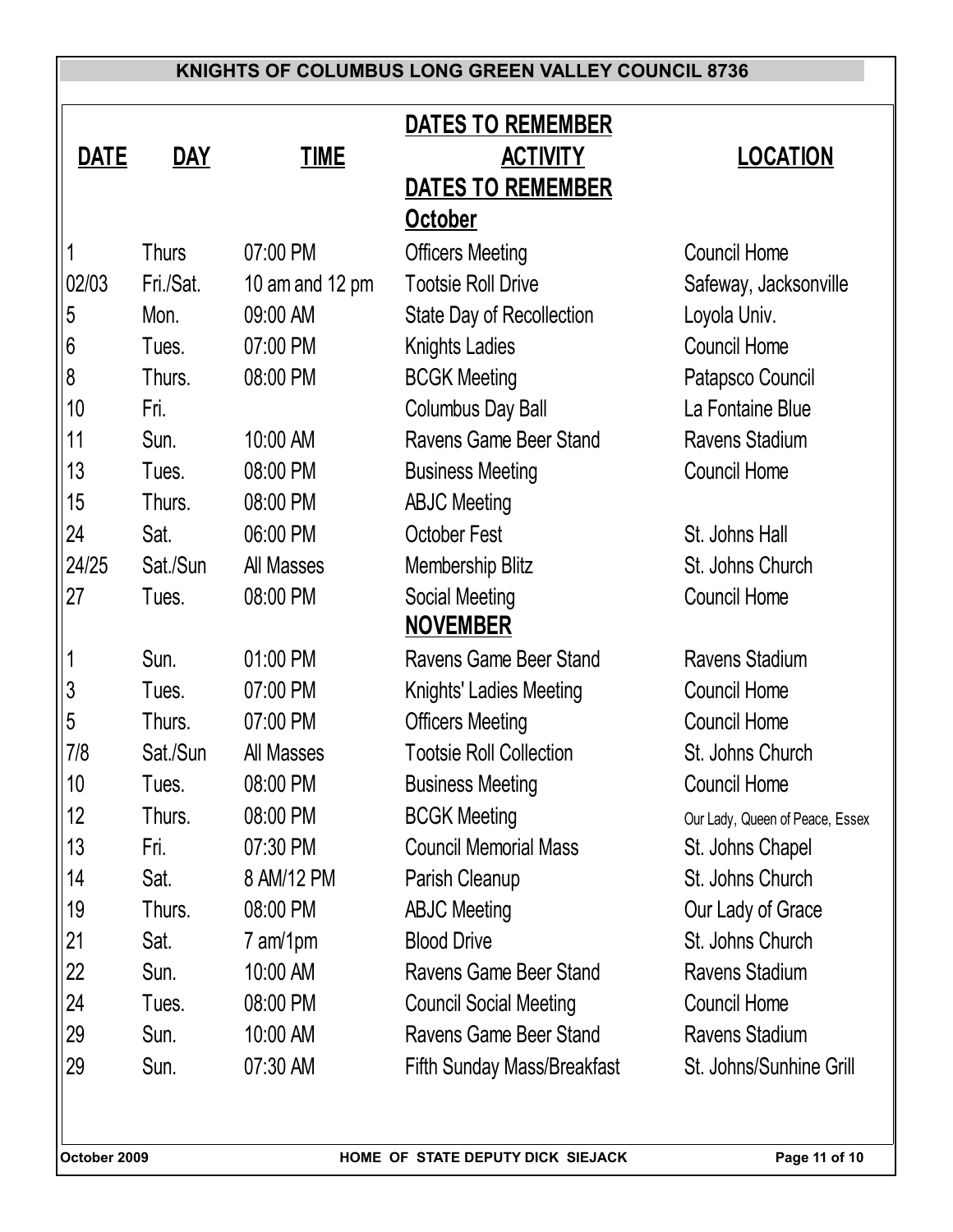# KNIGHTS OF COLUMBUS LONG GREEN VALLEY COUNCIL 8736

## DATES TO REMEMBER

| DATE | DAY | TIME | ACTIVITY | LOCATION |
|---|---|---|---|---|
| | | | **DATES TO REMEMBER** | |
| | | | **October** | |
| 1 | Thurs | 07:00 PM | Officers Meeting | Council Home |
| 02/03 | Fri./Sat. | 10 am and 12 pm | Tootsie Roll Drive | Safeway, Jacksonville |
| 5 | Mon. | 09:00 AM | State Day of Recollection | Loyola Univ. |
| 6 | Tues. | 07:00 PM | Knights Ladies | Council Home |
| 8 | Thurs. | 08:00 PM | BCGK Meeting | Patapsco Council |
| 10 | Fri. | | Columbus Day Ball | La Fontaine Blue |
| 11 | Sun. | 10:00 AM | Ravens Game Beer Stand | Ravens Stadium |
| 13 | Tues. | 08:00 PM | Business Meeting | Council Home |
| 15 | Thurs. | 08:00 PM | ABJC Meeting | |
| 24 | Sat. | 06:00 PM | October Fest | St. Johns Hall |
| 24/25 | Sat./Sun | All Masses | Membership Blitz | St. Johns Church |
| 27 | Tues. | 08:00 PM | Social Meeting | Council Home |
| | | | **NOVEMBER** | |
| 1 | Sun. | 01:00 PM | Ravens Game Beer Stand | Ravens Stadium |
| 3 | Tues. | 07:00 PM | Knights' Ladies Meeting | Council Home |
| 5 | Thurs. | 07:00 PM | Officers Meeting | Council Home |
| 7/8 | Sat./Sun | All Masses | Tootsie Roll Collection | St. Johns Church |
| 10 | Tues. | 08:00 PM | Business Meeting | Council Home |
| 12 | Thurs. | 08:00 PM | BCGK Meeting | Our Lady, Queen of Peace, Essex |
| 13 | Fri. | 07:30 PM | Council Memorial Mass | St. Johns Chapel |
| 14 | Sat. | 8 AM/12 PM | Parish Cleanup | St. Johns Church |
| 19 | Thurs. | 08:00 PM | ABJC Meeting | Our Lady of Grace |
| 21 | Sat. | 7 am/1pm | Blood Drive | St. Johns Church |
| 22 | Sun. | 10:00 AM | Ravens Game Beer Stand | Ravens Stadium |
| 24 | Tues. | 08:00 PM | Council Social Meeting | Council Home |
| 29 | Sun. | 10:00 AM | Ravens Game Beer Stand | Ravens Stadium |
| 29 | Sun. | 07:30 AM | Fifth Sunday Mass/Breakfast | St. Johns/Sunhine Grill |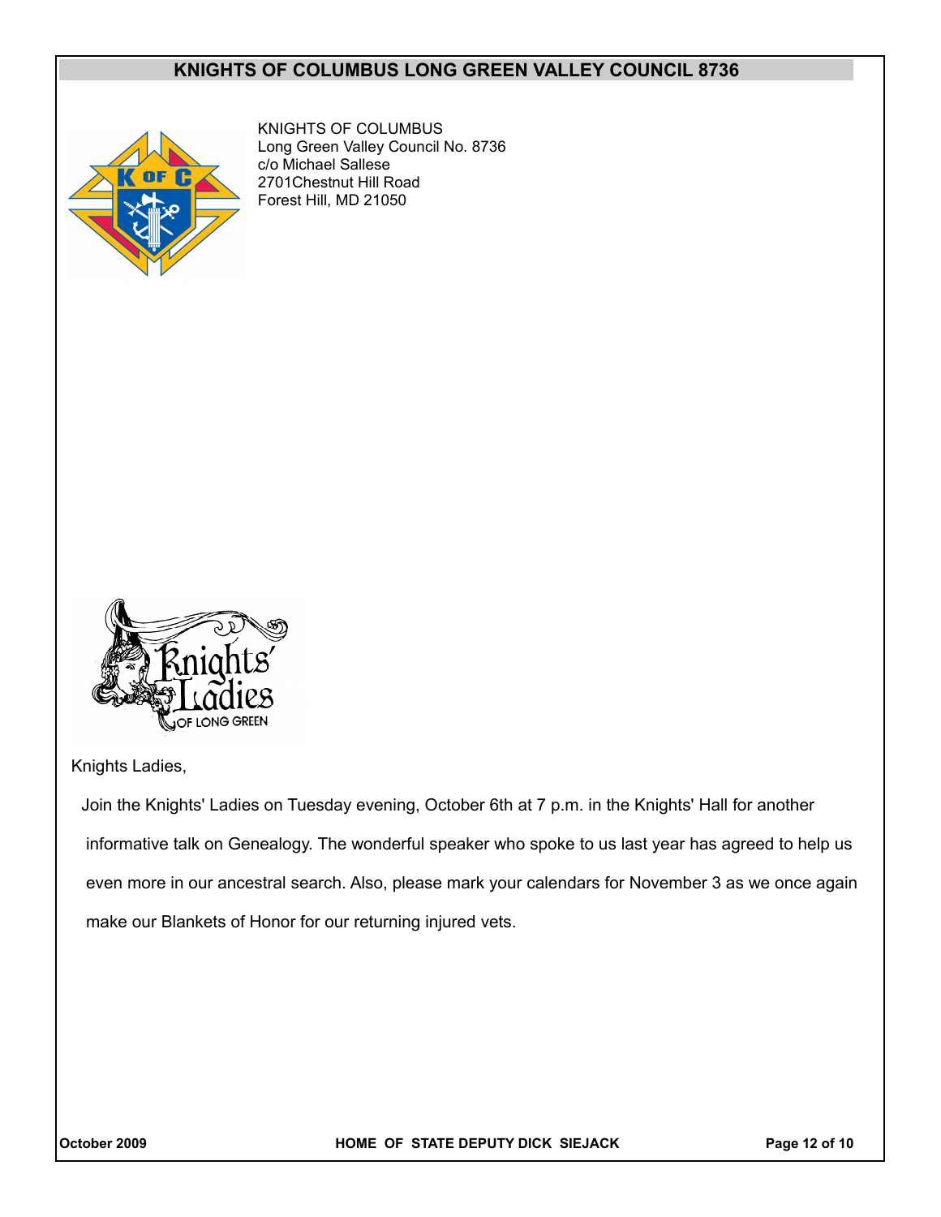KNIGHTS OF COLUMBUS
Long Green Valley Council No. 8736
c/o Michael Sallese
2701Chestnut Hill Road
Forest Hill, MD 21050

Knights Ladies,

Join the Knights' Ladies on Tuesday evening, October 6th at 7 p.m. in the Knights' Hall for another informative talk on Genealogy. The wonderful speaker who spoke to us last year has agreed to help us even more in our ancestral search. Also, please mark your calendars for November 3 as we once again make our Blankets of Honor for our returning injured vets.